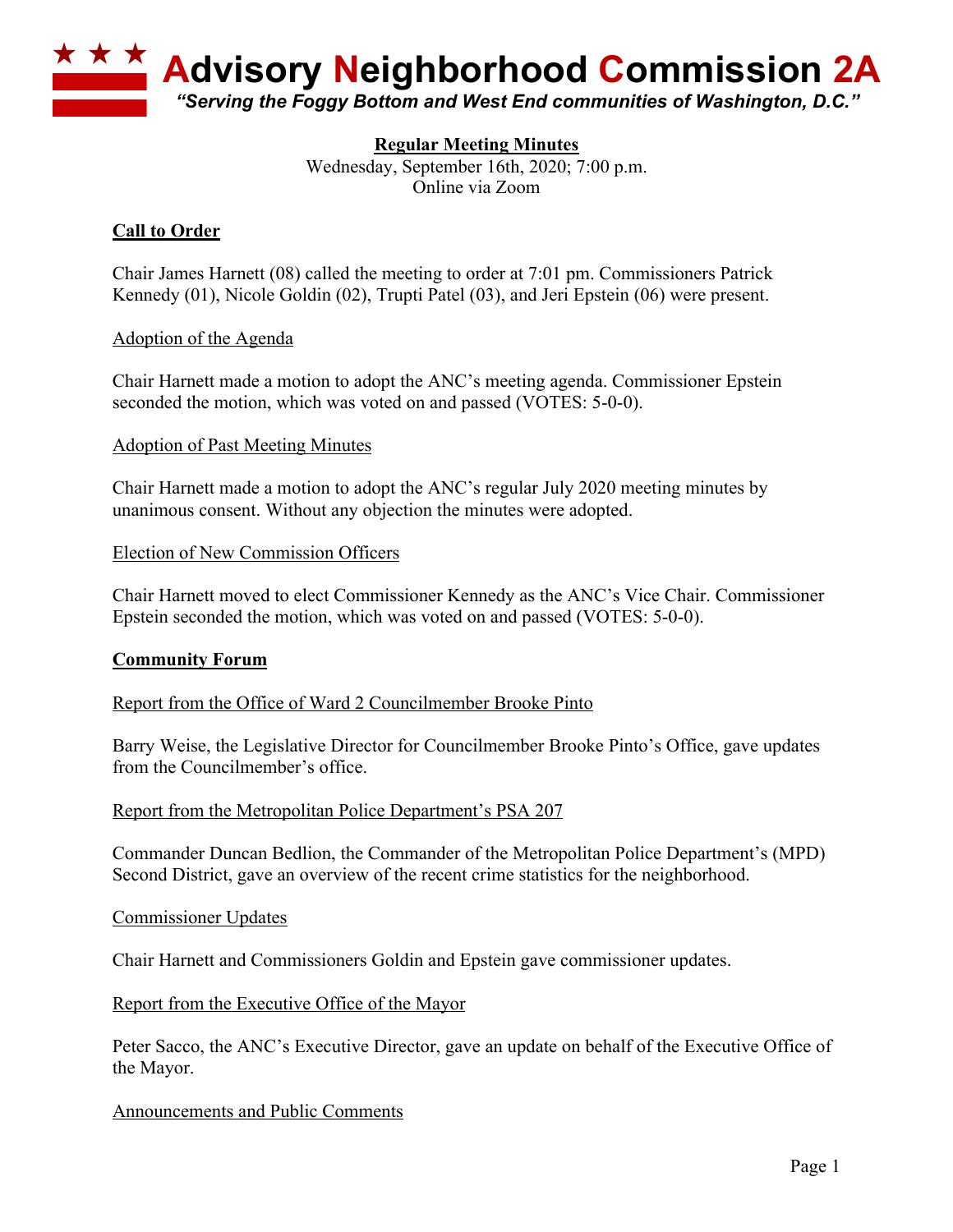# Advisory Neighborhood Commission 2A

*"Serving the Foggy Bottom and West End communities of Washington, D.C."*

**Regular Meeting Minutes**
Wednesday, September 16th, 2020; 7:00 p.m.
Online via Zoom

## Call to Order

Chair James Harnett (08) called the meeting to order at 7:01 pm. Commissioners Patrick Kennedy (01), Nicole Goldin (02), Trupti Patel (03), and Jeri Epstein (06) were present.

### Adoption of the Agenda

Chair Harnett made a motion to adopt the ANC's meeting agenda. Commissioner Epstein seconded the motion, which was voted on and passed (VOTES: 5-0-0).

### Adoption of Past Meeting Minutes

Chair Harnett made a motion to adopt the ANC's regular July 2020 meeting minutes by unanimous consent. Without any objection the minutes were adopted.

### Election of New Commission Officers

Chair Harnett moved to elect Commissioner Kennedy as the ANC's Vice Chair. Commissioner Epstein seconded the motion, which was voted on and passed (VOTES: 5-0-0).

## Community Forum

### Report from the Office of Ward 2 Councilmember Brooke Pinto

Barry Weise, the Legislative Director for Councilmember Brooke Pinto's Office, gave updates from the Councilmember's office.

### Report from the Metropolitan Police Department's PSA 207

Commander Duncan Bedlion, the Commander of the Metropolitan Police Department's (MPD) Second District, gave an overview of the recent crime statistics for the neighborhood.

### Commissioner Updates

Chair Harnett and Commissioners Goldin and Epstein gave commissioner updates.

### Report from the Executive Office of the Mayor

Peter Sacco, the ANC's Executive Director, gave an update on behalf of the Executive Office of the Mayor.

### Announcements and Public Comments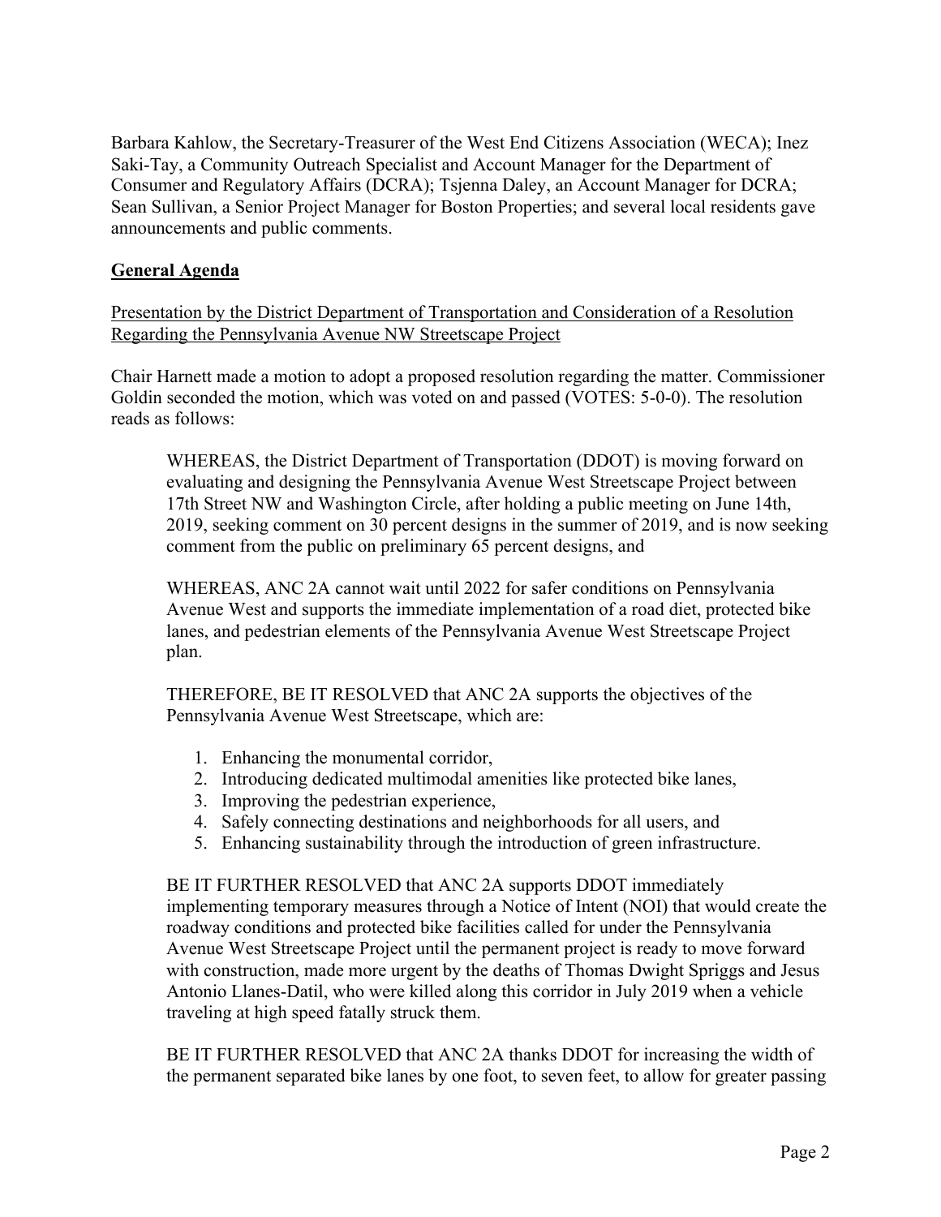Barbara Kahlow, the Secretary-Treasurer of the West End Citizens Association (WECA); Inez Saki-Tay, a Community Outreach Specialist and Account Manager for the Department of Consumer and Regulatory Affairs (DCRA); Tsjenna Daley, an Account Manager for DCRA; Sean Sullivan, a Senior Project Manager for Boston Properties; and several local residents gave announcements and public comments.

## General Agenda

Presentation by the District Department of Transportation and Consideration of a Resolution Regarding the Pennsylvania Avenue NW Streetscape Project

Chair Harnett made a motion to adopt a proposed resolution regarding the matter. Commissioner Goldin seconded the motion, which was voted on and passed (VOTES: 5-0-0). The resolution reads as follows:

> WHEREAS, the District Department of Transportation (DDOT) is moving forward on evaluating and designing the Pennsylvania Avenue West Streetscape Project between 17th Street NW and Washington Circle, after holding a public meeting on June 14th, 2019, seeking comment on 30 percent designs in the summer of 2019, and is now seeking comment from the public on preliminary 65 percent designs, and
>
> WHEREAS, ANC 2A cannot wait until 2022 for safer conditions on Pennsylvania Avenue West and supports the immediate implementation of a road diet, protected bike lanes, and pedestrian elements of the Pennsylvania Avenue West Streetscape Project plan.
>
> THEREFORE, BE IT RESOLVED that ANC 2A supports the objectives of the Pennsylvania Avenue West Streetscape, which are:
>
> 1. Enhancing the monumental corridor,
> 2. Introducing dedicated multimodal amenities like protected bike lanes,
> 3. Improving the pedestrian experience,
> 4. Safely connecting destinations and neighborhoods for all users, and
> 5. Enhancing sustainability through the introduction of green infrastructure.
>
> BE IT FURTHER RESOLVED that ANC 2A supports DDOT immediately implementing temporary measures through a Notice of Intent (NOI) that would create the roadway conditions and protected bike facilities called for under the Pennsylvania Avenue West Streetscape Project until the permanent project is ready to move forward with construction, made more urgent by the deaths of Thomas Dwight Spriggs and Jesus Antonio Llanes-Datil, who were killed along this corridor in July 2019 when a vehicle traveling at high speed fatally struck them.
>
> BE IT FURTHER RESOLVED that ANC 2A thanks DDOT for increasing the width of the permanent separated bike lanes by one foot, to seven feet, to allow for greater passing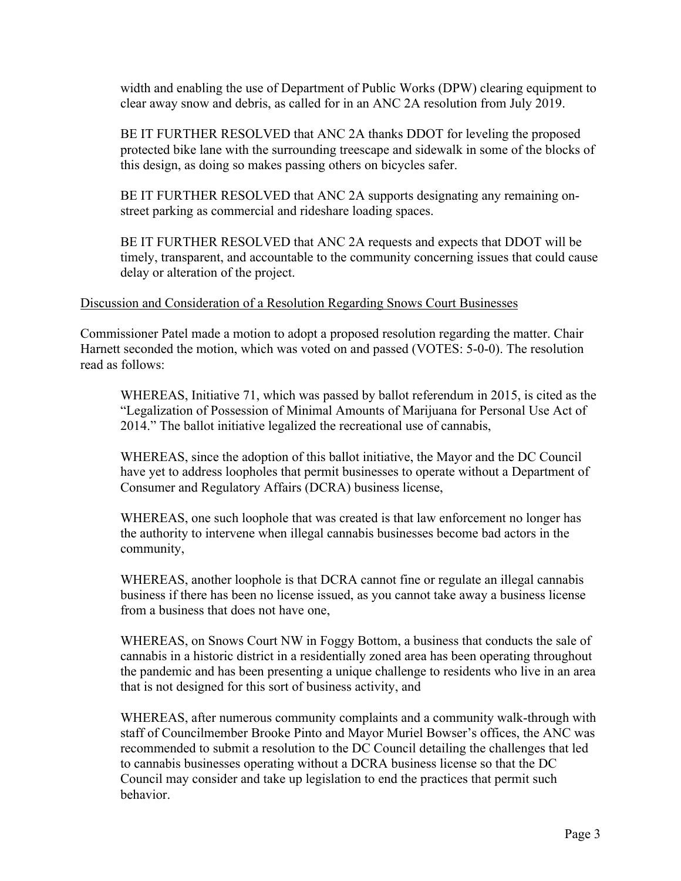width and enabling the use of Department of Public Works (DPW) clearing equipment to clear away snow and debris, as called for in an ANC 2A resolution from July 2019.

BE IT FURTHER RESOLVED that ANC 2A thanks DDOT for leveling the proposed protected bike lane with the surrounding treescape and sidewalk in some of the blocks of this design, as doing so makes passing others on bicycles safer.

BE IT FURTHER RESOLVED that ANC 2A supports designating any remaining on-street parking as commercial and rideshare loading spaces.

BE IT FURTHER RESOLVED that ANC 2A requests and expects that DDOT will be timely, transparent, and accountable to the community concerning issues that could cause delay or alteration of the project.

<u>Discussion and Consideration of a Resolution Regarding Snows Court Businesses</u>

Commissioner Patel made a motion to adopt a proposed resolution regarding the matter. Chair Harnett seconded the motion, which was voted on and passed (VOTES: 5-0-0). The resolution read as follows:

WHEREAS, Initiative 71, which was passed by ballot referendum in 2015, is cited as the "Legalization of Possession of Minimal Amounts of Marijuana for Personal Use Act of 2014." The ballot initiative legalized the recreational use of cannabis,

WHEREAS, since the adoption of this ballot initiative, the Mayor and the DC Council have yet to address loopholes that permit businesses to operate without a Department of Consumer and Regulatory Affairs (DCRA) business license,

WHEREAS, one such loophole that was created is that law enforcement no longer has the authority to intervene when illegal cannabis businesses become bad actors in the community,

WHEREAS, another loophole is that DCRA cannot fine or regulate an illegal cannabis business if there has been no license issued, as you cannot take away a business license from a business that does not have one,

WHEREAS, on Snows Court NW in Foggy Bottom, a business that conducts the sale of cannabis in a historic district in a residentially zoned area has been operating throughout the pandemic and has been presenting a unique challenge to residents who live in an area that is not designed for this sort of business activity, and

WHEREAS, after numerous community complaints and a community walk-through with staff of Councilmember Brooke Pinto and Mayor Muriel Bowser's offices, the ANC was recommended to submit a resolution to the DC Council detailing the challenges that led to cannabis businesses operating without a DCRA business license so that the DC Council may consider and take up legislation to end the practices that permit such behavior.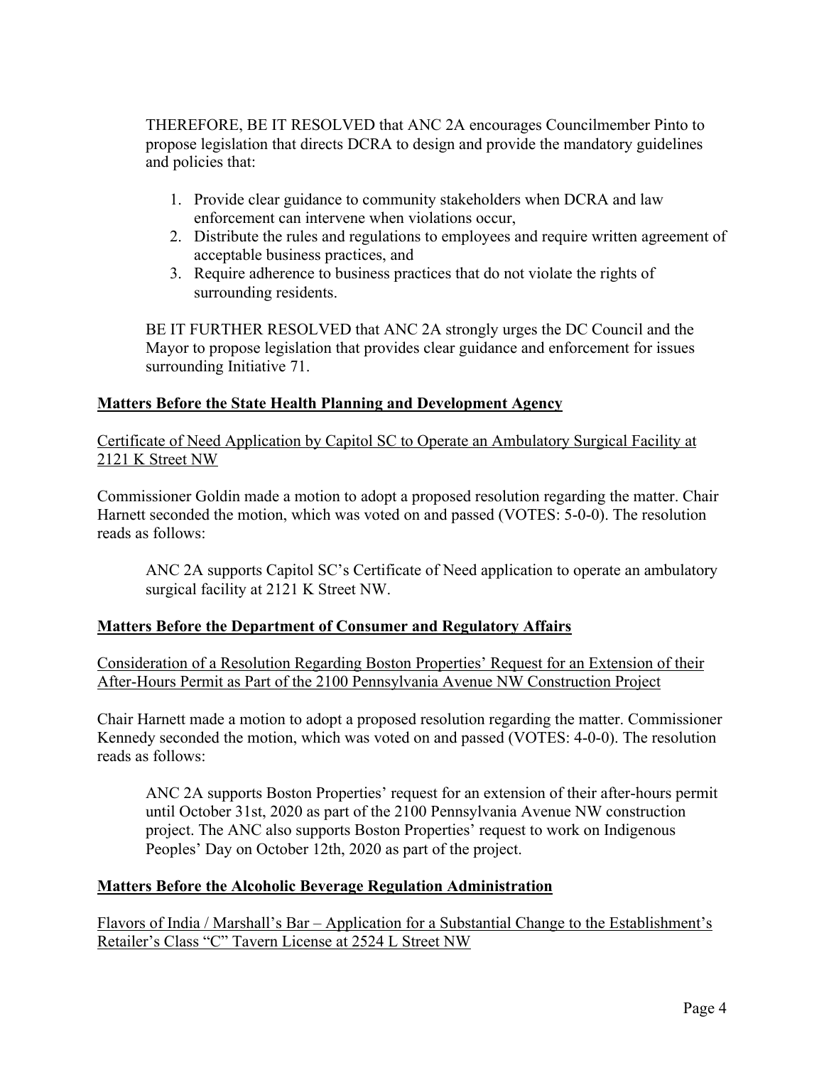THEREFORE, BE IT RESOLVED that ANC 2A encourages Councilmember Pinto to propose legislation that directs DCRA to design and provide the mandatory guidelines and policies that:

1. Provide clear guidance to community stakeholders when DCRA and law enforcement can intervene when violations occur,
2. Distribute the rules and regulations to employees and require written agreement of acceptable business practices, and
3. Require adherence to business practices that do not violate the rights of surrounding residents.

BE IT FURTHER RESOLVED that ANC 2A strongly urges the DC Council and the Mayor to propose legislation that provides clear guidance and enforcement for issues surrounding Initiative 71.

## Matters Before the State Health Planning and Development Agency

Certificate of Need Application by Capitol SC to Operate an Ambulatory Surgical Facility at 2121 K Street NW

Commissioner Goldin made a motion to adopt a proposed resolution regarding the matter. Chair Harnett seconded the motion, which was voted on and passed (VOTES: 5-0-0). The resolution reads as follows:

> ANC 2A supports Capitol SC's Certificate of Need application to operate an ambulatory surgical facility at 2121 K Street NW.

## Matters Before the Department of Consumer and Regulatory Affairs

Consideration of a Resolution Regarding Boston Properties' Request for an Extension of their After-Hours Permit as Part of the 2100 Pennsylvania Avenue NW Construction Project

Chair Harnett made a motion to adopt a proposed resolution regarding the matter. Commissioner Kennedy seconded the motion, which was voted on and passed (VOTES: 4-0-0). The resolution reads as follows:

> ANC 2A supports Boston Properties' request for an extension of their after-hours permit until October 31st, 2020 as part of the 2100 Pennsylvania Avenue NW construction project. The ANC also supports Boston Properties' request to work on Indigenous Peoples' Day on October 12th, 2020 as part of the project.

## Matters Before the Alcoholic Beverage Regulation Administration

Flavors of India / Marshall's Bar – Application for a Substantial Change to the Establishment's Retailer's Class "C" Tavern License at 2524 L Street NW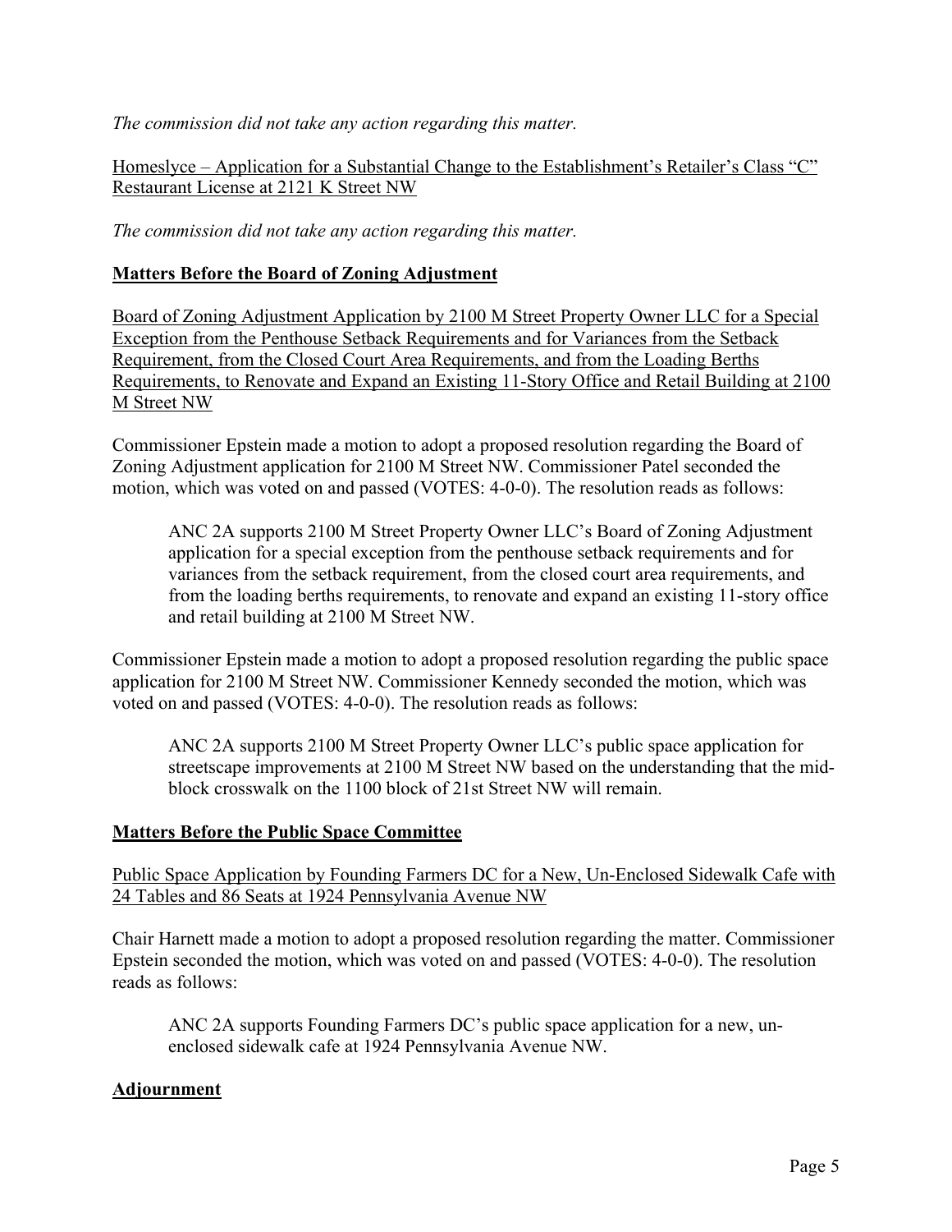*The commission did not take any action regarding this matter.*

Homeslyce – Application for a Substantial Change to the Establishment's Retailer's Class "C" Restaurant License at 2121 K Street NW

*The commission did not take any action regarding this matter.*

## **Matters Before the Board of Zoning Adjustment**

Board of Zoning Adjustment Application by 2100 M Street Property Owner LLC for a Special Exception from the Penthouse Setback Requirements and for Variances from the Setback Requirement, from the Closed Court Area Requirements, and from the Loading Berths Requirements, to Renovate and Expand an Existing 11-Story Office and Retail Building at 2100 M Street NW

Commissioner Epstein made a motion to adopt a proposed resolution regarding the Board of Zoning Adjustment application for 2100 M Street NW. Commissioner Patel seconded the motion, which was voted on and passed (VOTES: 4-0-0). The resolution reads as follows:

> ANC 2A supports 2100 M Street Property Owner LLC's Board of Zoning Adjustment application for a special exception from the penthouse setback requirements and for variances from the setback requirement, from the closed court area requirements, and from the loading berths requirements, to renovate and expand an existing 11-story office and retail building at 2100 M Street NW.

Commissioner Epstein made a motion to adopt a proposed resolution regarding the public space application for 2100 M Street NW. Commissioner Kennedy seconded the motion, which was voted on and passed (VOTES: 4-0-0). The resolution reads as follows:

> ANC 2A supports 2100 M Street Property Owner LLC's public space application for streetscape improvements at 2100 M Street NW based on the understanding that the mid-block crosswalk on the 1100 block of 21st Street NW will remain.

## **Matters Before the Public Space Committee**

Public Space Application by Founding Farmers DC for a New, Un-Enclosed Sidewalk Cafe with 24 Tables and 86 Seats at 1924 Pennsylvania Avenue NW

Chair Harnett made a motion to adopt a proposed resolution regarding the matter. Commissioner Epstein seconded the motion, which was voted on and passed (VOTES: 4-0-0). The resolution reads as follows:

> ANC 2A supports Founding Farmers DC's public space application for a new, un-enclosed sidewalk cafe at 1924 Pennsylvania Avenue NW.

## **Adjournment**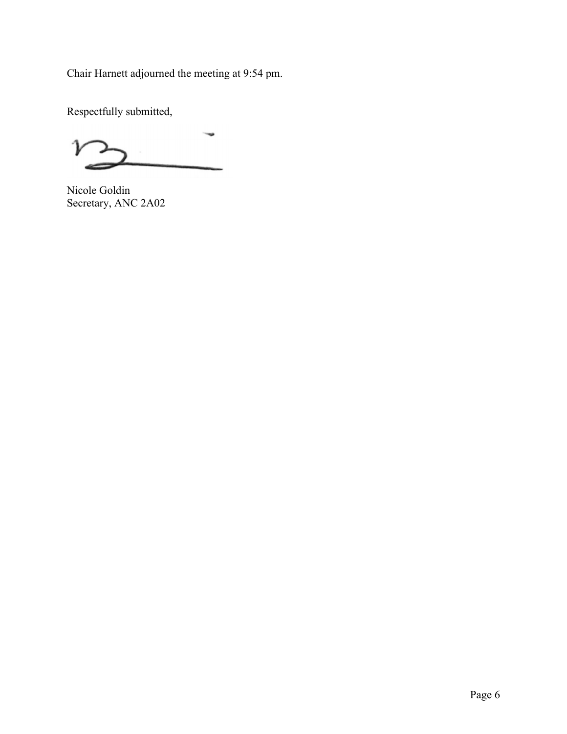Chair Harnett adjourned the meeting at 9:54 pm.

Respectfully submitted,

Nicole Goldin  
Secretary, ANC 2A02